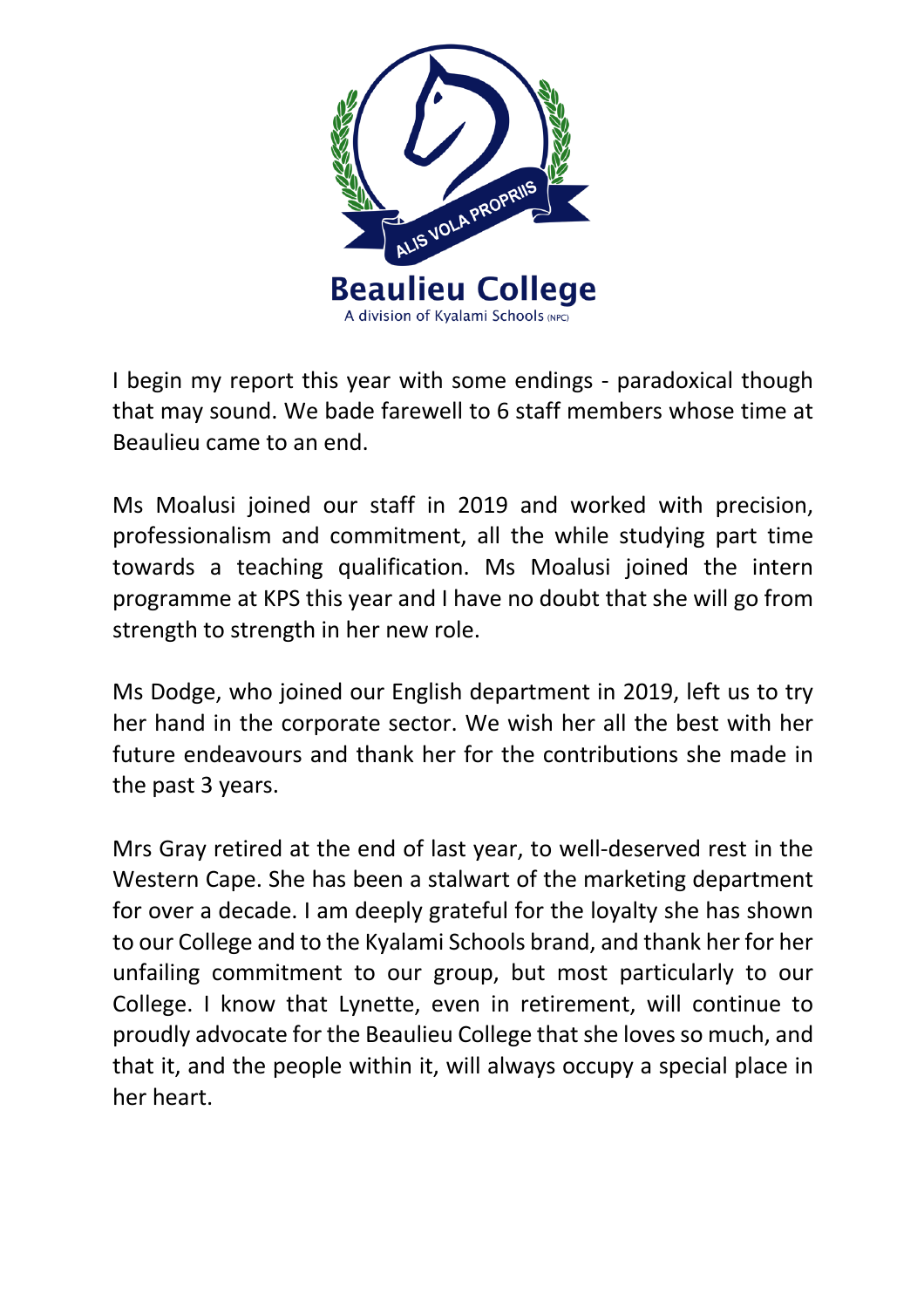ALIS VOLA PROPRIIS

**Beaulieu College**

A division of Kyalami Schools (NPC)

I begin my report this year with some endings - paradoxical though that may sound. We bade farewell to 6 staff members whose time at Beaulieu came to an end.

Ms Moalusi joined our staff in 2019 and worked with precision, professionalism and commitment, all the while studying part time towards a teaching qualification. Ms Moalusi joined the intern programme at KPS this year and I have no doubt that she will go from strength to strength in her new role.

Ms Dodge, who joined our English department in 2019, left us to try her hand in the corporate sector. We wish her all the best with her future endeavours and thank her for the contributions she made in the past 3 years.

Mrs Gray retired at the end of last year, to well-deserved rest in the Western Cape. She has been a stalwart of the marketing department for over a decade. I am deeply grateful for the loyalty she has shown to our College and to the Kyalami Schools brand, and thank her for her unfailing commitment to our group, but most particularly to our College. I know that Lynette, even in retirement, will continue to proudly advocate for the Beaulieu College that she loves so much, and that it, and the people within it, will always occupy a special place in her heart.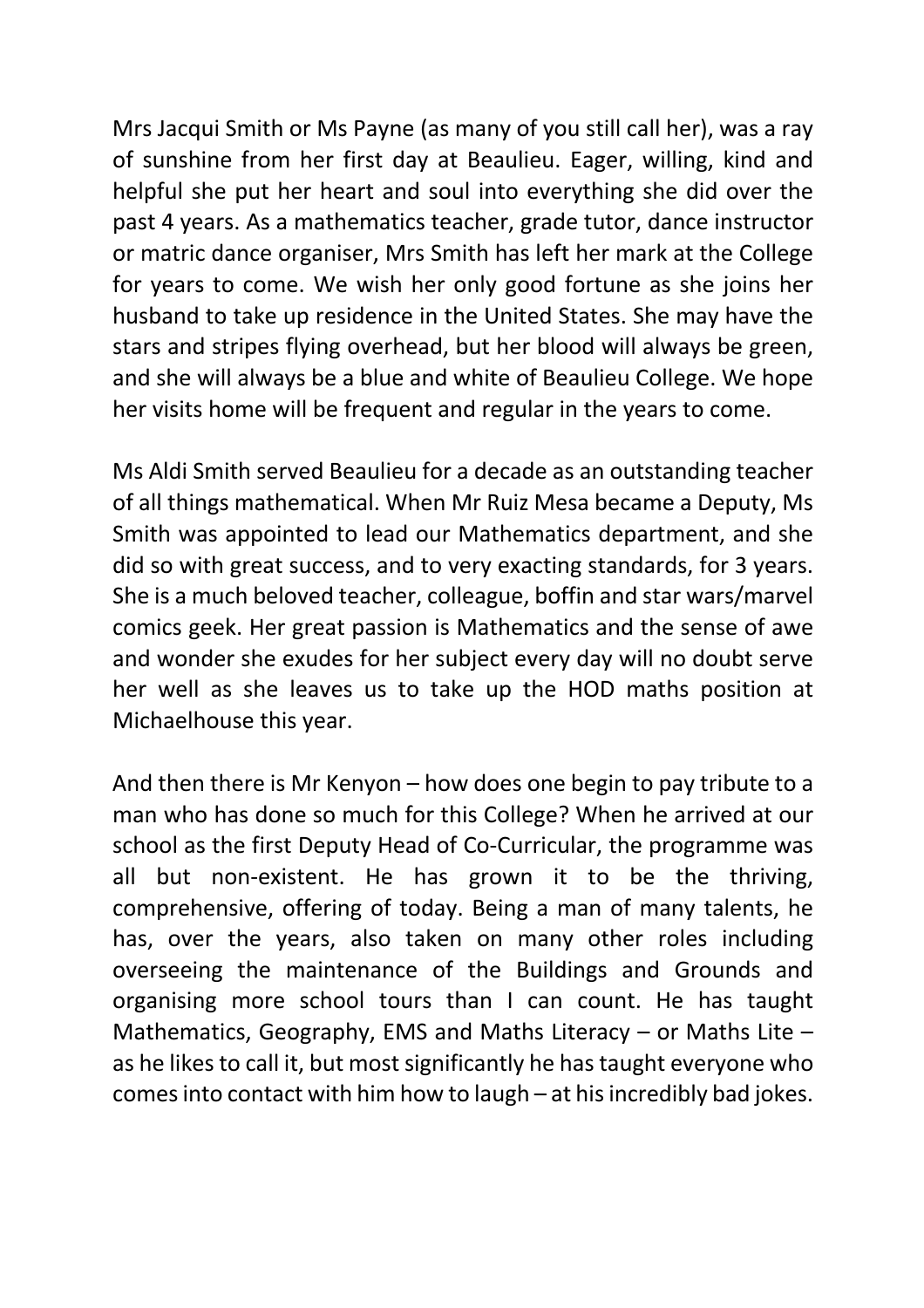Mrs Jacqui Smith or Ms Payne (as many of you still call her), was a ray of sunshine from her first day at Beaulieu. Eager, willing, kind and helpful she put her heart and soul into everything she did over the past 4 years. As a mathematics teacher, grade tutor, dance instructor or matric dance organiser, Mrs Smith has left her mark at the College for years to come. We wish her only good fortune as she joins her husband to take up residence in the United States. She may have the stars and stripes flying overhead, but her blood will always be green, and she will always be a blue and white of Beaulieu College. We hope her visits home will be frequent and regular in the years to come.

Ms Aldi Smith served Beaulieu for a decade as an outstanding teacher of all things mathematical. When Mr Ruiz Mesa became a Deputy, Ms Smith was appointed to lead our Mathematics department, and she did so with great success, and to very exacting standards, for 3 years. She is a much beloved teacher, colleague, boffin and star wars/marvel comics geek. Her great passion is Mathematics and the sense of awe and wonder she exudes for her subject every day will no doubt serve her well as she leaves us to take up the HOD maths position at Michaelhouse this year.

And then there is Mr Kenyon – how does one begin to pay tribute to a man who has done so much for this College? When he arrived at our school as the first Deputy Head of Co-Curricular, the programme was all but non-existent. He has grown it to be the thriving, comprehensive, offering of today. Being a man of many talents, he has, over the years, also taken on many other roles including overseeing the maintenance of the Buildings and Grounds and organising more school tours than I can count. He has taught Mathematics, Geography, EMS and Maths Literacy – or Maths Lite – as he likes to call it, but most significantly he has taught everyone who comes into contact with him how to laugh – at his incredibly bad jokes.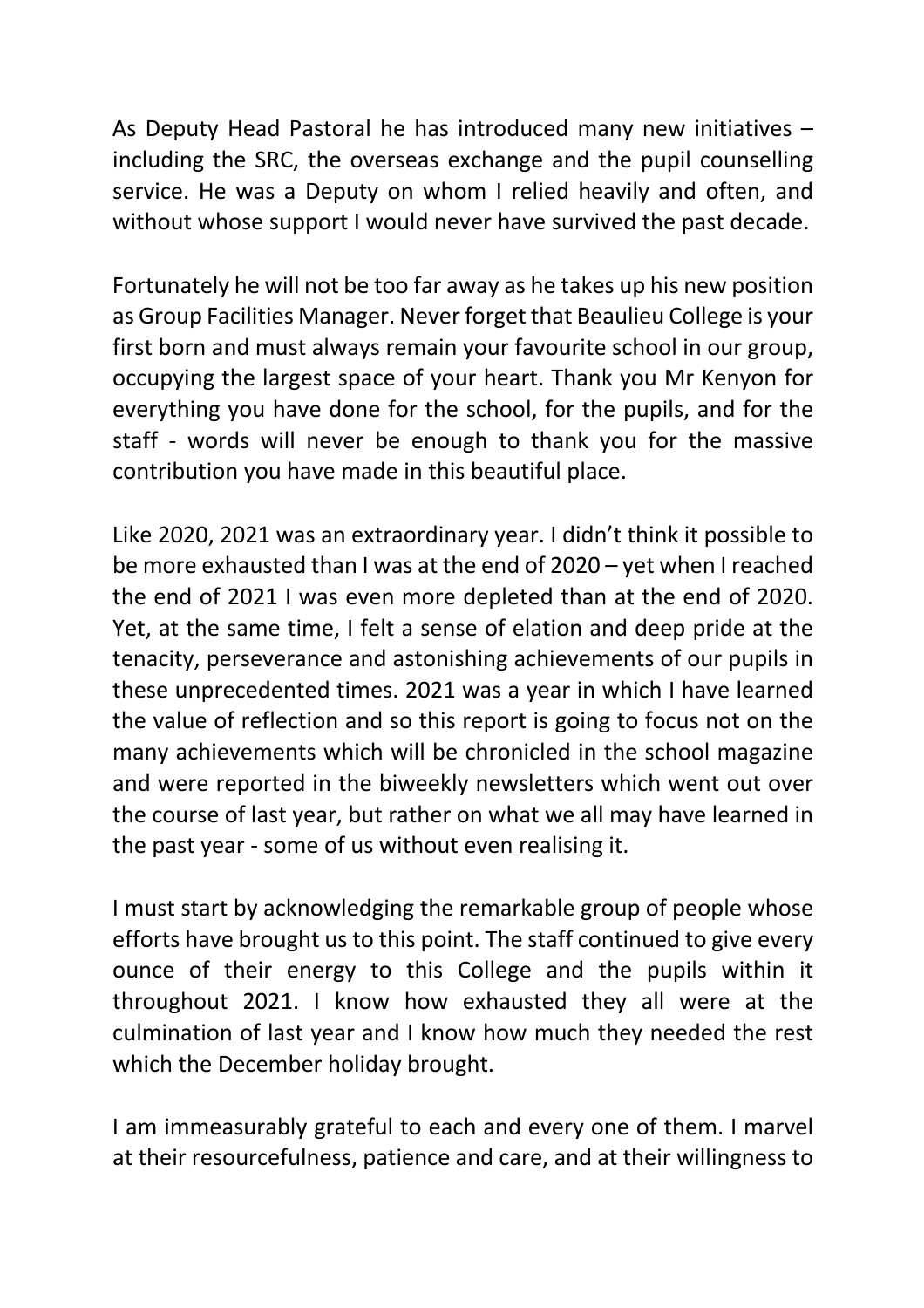As Deputy Head Pastoral he has introduced many new initiatives – including the SRC, the overseas exchange and the pupil counselling service. He was a Deputy on whom I relied heavily and often, and without whose support I would never have survived the past decade.

Fortunately he will not be too far away as he takes up his new position as Group Facilities Manager. Never forget that Beaulieu College is your first born and must always remain your favourite school in our group, occupying the largest space of your heart. Thank you Mr Kenyon for everything you have done for the school, for the pupils, and for the staff - words will never be enough to thank you for the massive contribution you have made in this beautiful place.

Like 2020, 2021 was an extraordinary year. I didn't think it possible to be more exhausted than I was at the end of 2020 – yet when I reached the end of 2021 I was even more depleted than at the end of 2020. Yet, at the same time, I felt a sense of elation and deep pride at the tenacity, perseverance and astonishing achievements of our pupils in these unprecedented times. 2021 was a year in which I have learned the value of reflection and so this report is going to focus not on the many achievements which will be chronicled in the school magazine and were reported in the biweekly newsletters which went out over the course of last year, but rather on what we all may have learned in the past year - some of us without even realising it.

I must start by acknowledging the remarkable group of people whose efforts have brought us to this point. The staff continued to give every ounce of their energy to this College and the pupils within it throughout 2021. I know how exhausted they all were at the culmination of last year and I know how much they needed the rest which the December holiday brought.

I am immeasurably grateful to each and every one of them. I marvel at their resourcefulness, patience and care, and at their willingness to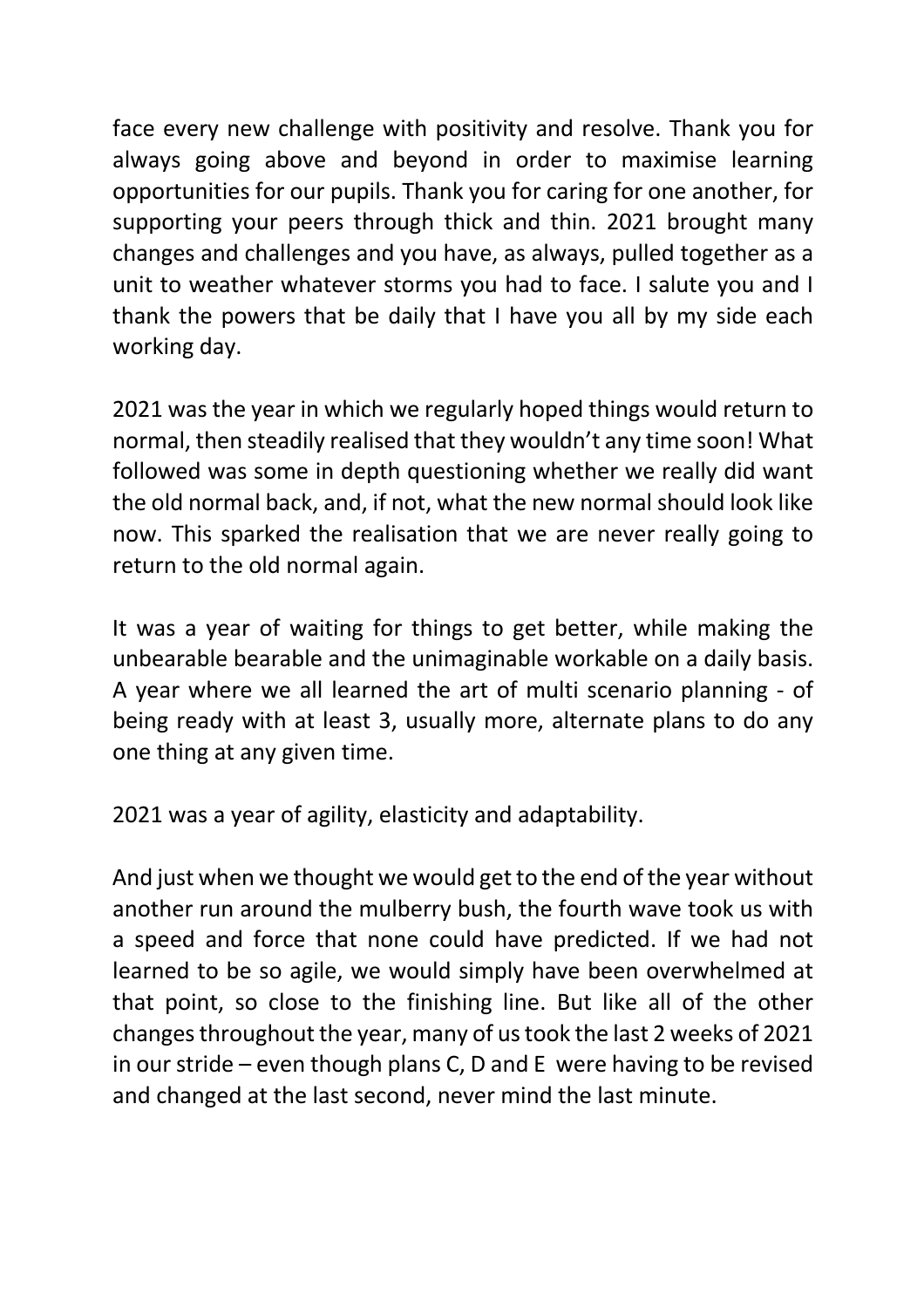face every new challenge with positivity and resolve. Thank you for always going above and beyond in order to maximise learning opportunities for our pupils. Thank you for caring for one another, for supporting your peers through thick and thin. 2021 brought many changes and challenges and you have, as always, pulled together as a unit to weather whatever storms you had to face. I salute you and I thank the powers that be daily that I have you all by my side each working day.

2021 was the year in which we regularly hoped things would return to normal, then steadily realised that they wouldn't any time soon! What followed was some in depth questioning whether we really did want the old normal back, and, if not, what the new normal should look like now. This sparked the realisation that we are never really going to return to the old normal again.

It was a year of waiting for things to get better, while making the unbearable bearable and the unimaginable workable on a daily basis. A year where we all learned the art of multi scenario planning - of being ready with at least 3, usually more, alternate plans to do any one thing at any given time.

2021 was a year of agility, elasticity and adaptability.

And just when we thought we would get to the end of the year without another run around the mulberry bush, the fourth wave took us with a speed and force that none could have predicted. If we had not learned to be so agile, we would simply have been overwhelmed at that point, so close to the finishing line. But like all of the other changes throughout the year, many of us took the last 2 weeks of 2021 in our stride – even though plans C, D and E were having to be revised and changed at the last second, never mind the last minute.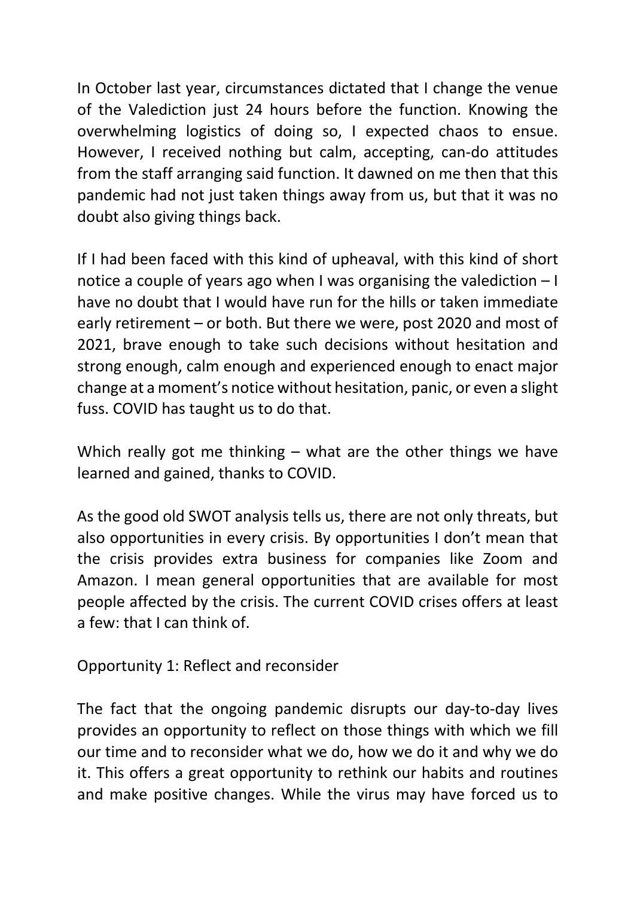In October last year, circumstances dictated that I change the venue of the Valediction just 24 hours before the function. Knowing the overwhelming logistics of doing so, I expected chaos to ensue. However, I received nothing but calm, accepting, can-do attitudes from the staff arranging said function. It dawned on me then that this pandemic had not just taken things away from us, but that it was no doubt also giving things back.

If I had been faced with this kind of upheaval, with this kind of short notice a couple of years ago when I was organising the valediction – I have no doubt that I would have run for the hills or taken immediate early retirement – or both. But there we were, post 2020 and most of 2021, brave enough to take such decisions without hesitation and strong enough, calm enough and experienced enough to enact major change at a moment's notice without hesitation, panic, or even a slight fuss. COVID has taught us to do that.

Which really got me thinking – what are the other things we have learned and gained, thanks to COVID.

As the good old SWOT analysis tells us, there are not only threats, but also opportunities in every crisis. By opportunities I don't mean that the crisis provides extra business for companies like Zoom and Amazon. I mean general opportunities that are available for most people affected by the crisis. The current COVID crises offers at least a few: that I can think of.

Opportunity 1: Reflect and reconsider

The fact that the ongoing pandemic disrupts our day-to-day lives provides an opportunity to reflect on those things with which we fill our time and to reconsider what we do, how we do it and why we do it. This offers a great opportunity to rethink our habits and routines and make positive changes. While the virus may have forced us to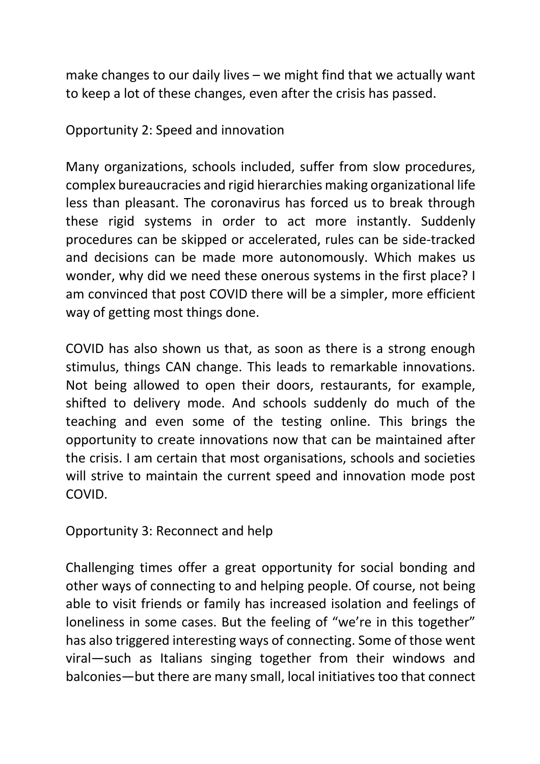make changes to our daily lives – we might find that we actually want to keep a lot of these changes, even after the crisis has passed.

## Opportunity 2: Speed and innovation

Many organizations, schools included, suffer from slow procedures, complex bureaucracies and rigid hierarchies making organizational life less than pleasant. The coronavirus has forced us to break through these rigid systems in order to act more instantly. Suddenly procedures can be skipped or accelerated, rules can be side-tracked and decisions can be made more autonomously. Which makes us wonder, why did we need these onerous systems in the first place? I am convinced that post COVID there will be a simpler, more efficient way of getting most things done.

COVID has also shown us that, as soon as there is a strong enough stimulus, things CAN change. This leads to remarkable innovations. Not being allowed to open their doors, restaurants, for example, shifted to delivery mode. And schools suddenly do much of the teaching and even some of the testing online. This brings the opportunity to create innovations now that can be maintained after the crisis. I am certain that most organisations, schools and societies will strive to maintain the current speed and innovation mode post COVID.

## Opportunity 3: Reconnect and help

Challenging times offer a great opportunity for social bonding and other ways of connecting to and helping people. Of course, not being able to visit friends or family has increased isolation and feelings of loneliness in some cases. But the feeling of “we’re in this together” has also triggered interesting ways of connecting. Some of those went viral—such as Italians singing together from their windows and balconies—but there are many small, local initiatives too that connect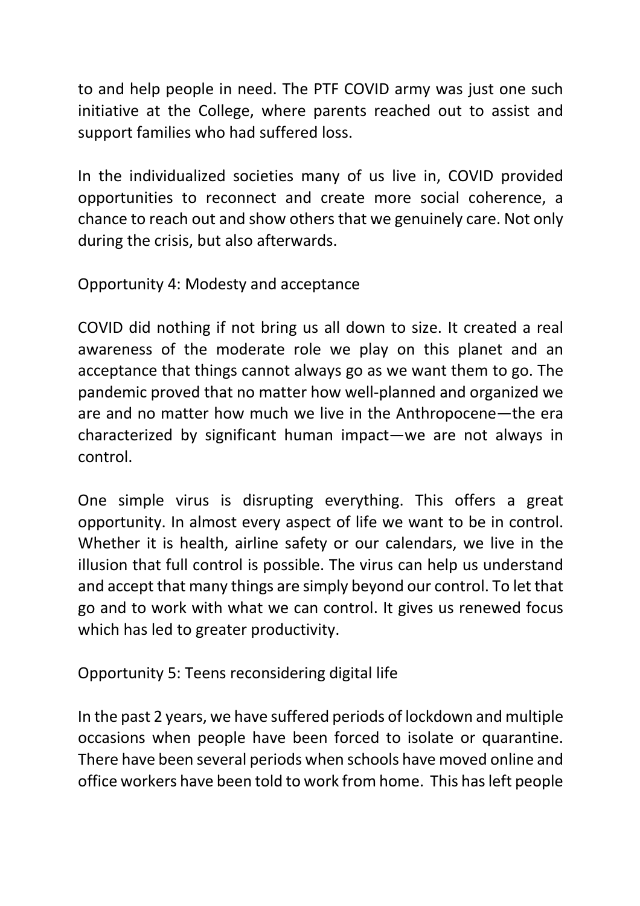to and help people in need. The PTF COVID army was just one such initiative at the College, where parents reached out to assist and support families who had suffered loss.

In the individualized societies many of us live in, COVID provided opportunities to reconnect and create more social coherence, a chance to reach out and show others that we genuinely care. Not only during the crisis, but also afterwards.

Opportunity 4: Modesty and acceptance

COVID did nothing if not bring us all down to size. It created a real awareness of the moderate role we play on this planet and an acceptance that things cannot always go as we want them to go. The pandemic proved that no matter how well-planned and organized we are and no matter how much we live in the Anthropocene—the era characterized by significant human impact—we are not always in control.

One simple virus is disrupting everything. This offers a great opportunity. In almost every aspect of life we want to be in control. Whether it is health, airline safety or our calendars, we live in the illusion that full control is possible. The virus can help us understand and accept that many things are simply beyond our control. To let that go and to work with what we can control. It gives us renewed focus which has led to greater productivity.

Opportunity 5: Teens reconsidering digital life

In the past 2 years, we have suffered periods of lockdown and multiple occasions when people have been forced to isolate or quarantine. There have been several periods when schools have moved online and office workers have been told to work from home. This has left people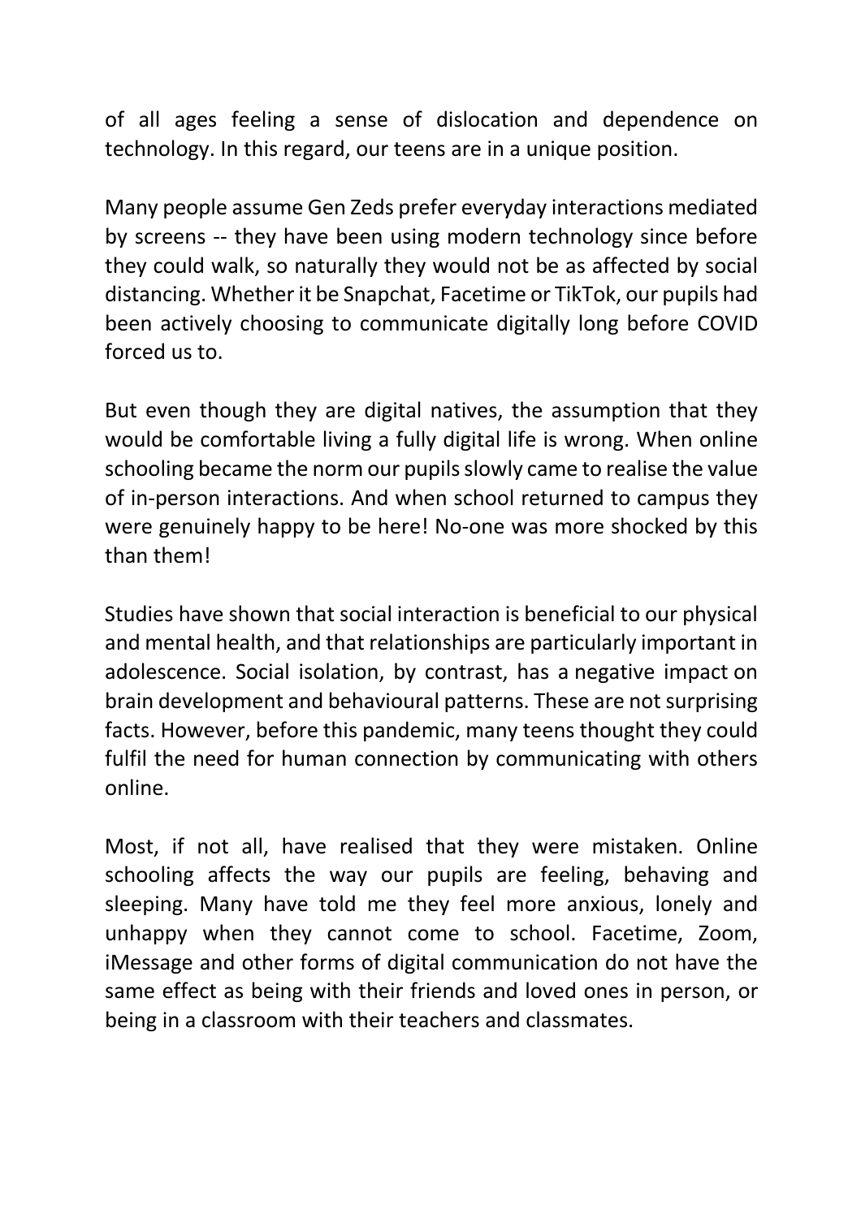of all ages feeling a sense of dislocation and dependence on technology. In this regard, our teens are in a unique position.

Many people assume Gen Zeds prefer everyday interactions mediated by screens -- they have been using modern technology since before they could walk, so naturally they would not be as affected by social distancing. Whether it be Snapchat, Facetime or TikTok, our pupils had been actively choosing to communicate digitally long before COVID forced us to.

But even though they are digital natives, the assumption that they would be comfortable living a fully digital life is wrong. When online schooling became the norm our pupils slowly came to realise the value of in-person interactions. And when school returned to campus they were genuinely happy to be here! No-one was more shocked by this than them!

Studies have shown that social interaction is beneficial to our physical and mental health, and that relationships are particularly important in adolescence. Social isolation, by contrast, has a negative impact on brain development and behavioural patterns. These are not surprising facts. However, before this pandemic, many teens thought they could fulfil the need for human connection by communicating with others online.

Most, if not all, have realised that they were mistaken. Online schooling affects the way our pupils are feeling, behaving and sleeping. Many have told me they feel more anxious, lonely and unhappy when they cannot come to school. Facetime, Zoom, iMessage and other forms of digital communication do not have the same effect as being with their friends and loved ones in person, or being in a classroom with their teachers and classmates.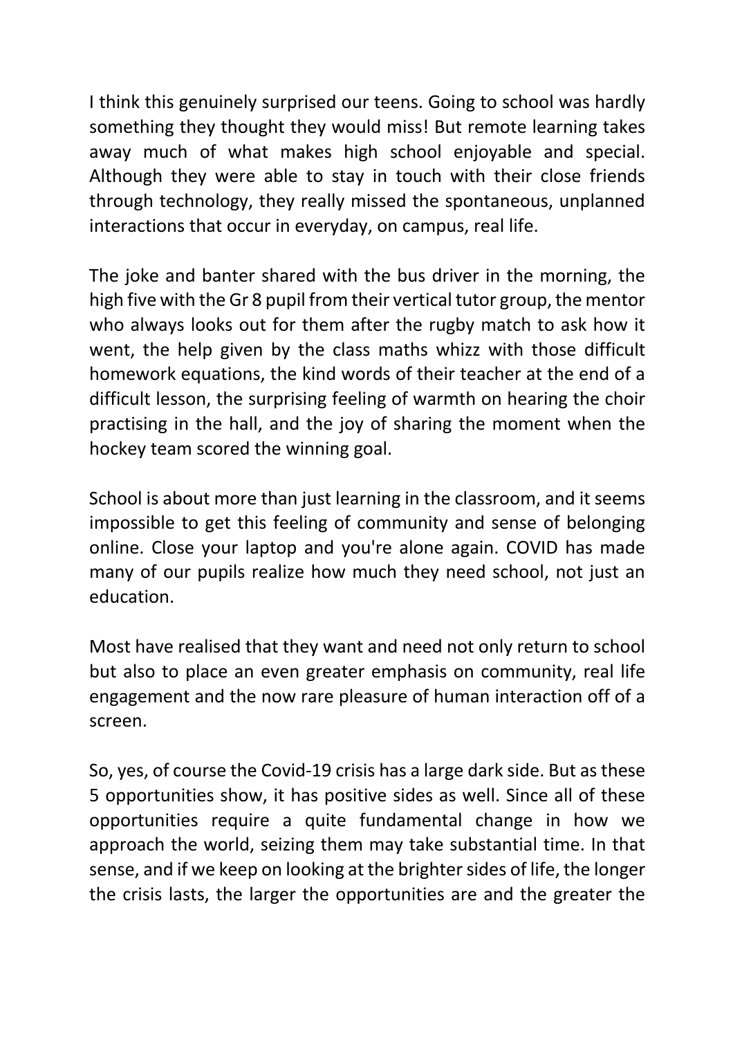I think this genuinely surprised our teens. Going to school was hardly something they thought they would miss! But remote learning takes away much of what makes high school enjoyable and special. Although they were able to stay in touch with their close friends through technology, they really missed the spontaneous, unplanned interactions that occur in everyday, on campus, real life.

The joke and banter shared with the bus driver in the morning, the high five with the Gr 8 pupil from their vertical tutor group, the mentor who always looks out for them after the rugby match to ask how it went, the help given by the class maths whizz with those difficult homework equations, the kind words of their teacher at the end of a difficult lesson, the surprising feeling of warmth on hearing the choir practising in the hall, and the joy of sharing the moment when the hockey team scored the winning goal.

School is about more than just learning in the classroom, and it seems impossible to get this feeling of community and sense of belonging online. Close your laptop and you're alone again. COVID has made many of our pupils realize how much they need school, not just an education.

Most have realised that they want and need not only return to school but also to place an even greater emphasis on community, real life engagement and the now rare pleasure of human interaction off of a screen.

So, yes, of course the Covid-19 crisis has a large dark side. But as these 5 opportunities show, it has positive sides as well. Since all of these opportunities require a quite fundamental change in how we approach the world, seizing them may take substantial time. In that sense, and if we keep on looking at the brighter sides of life, the longer the crisis lasts, the larger the opportunities are and the greater the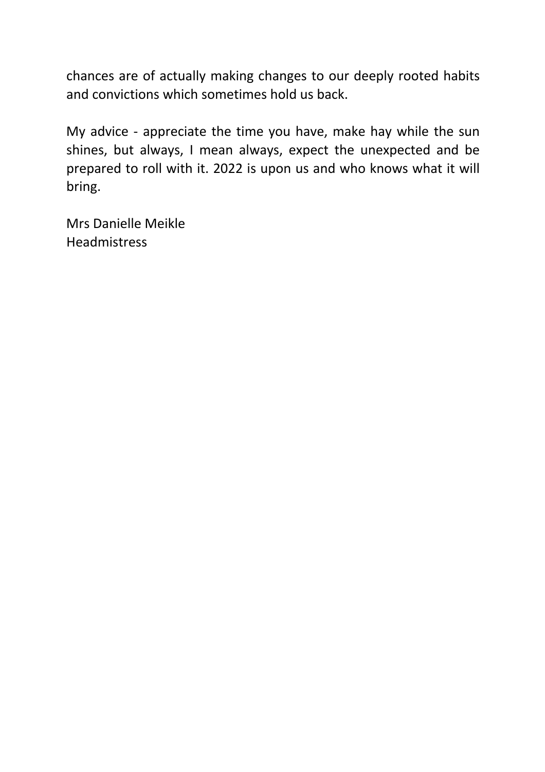chances are of actually making changes to our deeply rooted habits and convictions which sometimes hold us back.

My advice - appreciate the time you have, make hay while the sun shines, but always, I mean always, expect the unexpected and be prepared to roll with it. 2022 is upon us and who knows what it will bring.

Mrs Danielle Meikle
Headmistress